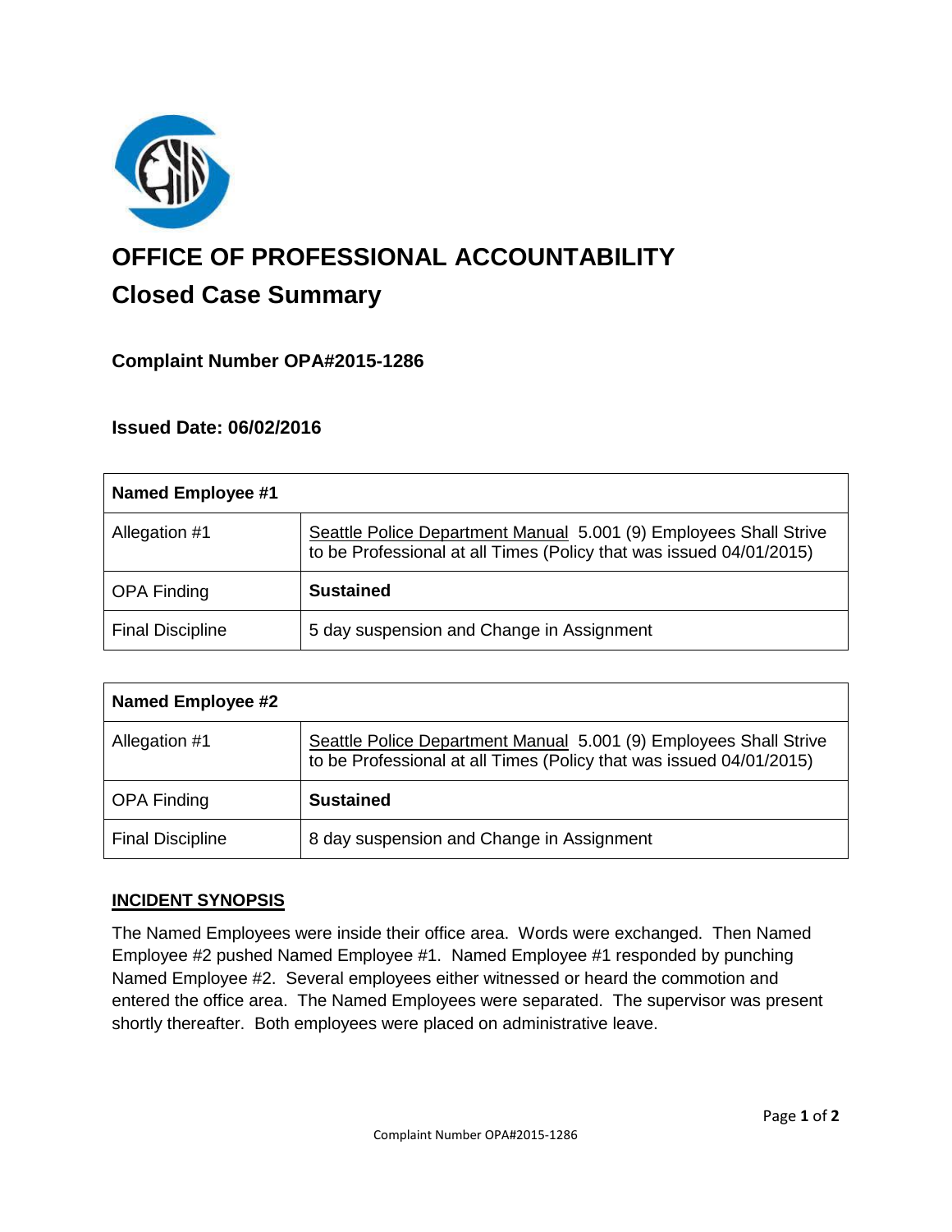# OFFICE OF PROFESSIONAL ACCOUNTABILITY

## Closed Case Summary

### Complaint Number OPA#2015-1286

### Issued Date: 06/02/2016

| Named Employee #1 | |
|---|---|
| Allegation #1 | Seattle Police Department Manual 5.001 (9) Employees Shall Strive to be Professional at all Times (Policy that was issued 04/01/2015) |
| OPA Finding | **Sustained** |
| Final Discipline | 5 day suspension and Change in Assignment |

| Named Employee #2 | |
|---|---|
| Allegation #1 | Seattle Police Department Manual 5.001 (9) Employees Shall Strive to be Professional at all Times (Policy that was issued 04/01/2015) |
| OPA Finding | **Sustained** |
| Final Discipline | 8 day suspension and Change in Assignment |

**INCIDENT SYNOPSIS**

The Named Employees were inside their office area. Words were exchanged. Then Named Employee #2 pushed Named Employee #1. Named Employee #1 responded by punching Named Employee #2. Several employees either witnessed or heard the commotion and entered the office area. The Named Employees were separated. The supervisor was present shortly thereafter. Both employees were placed on administrative leave.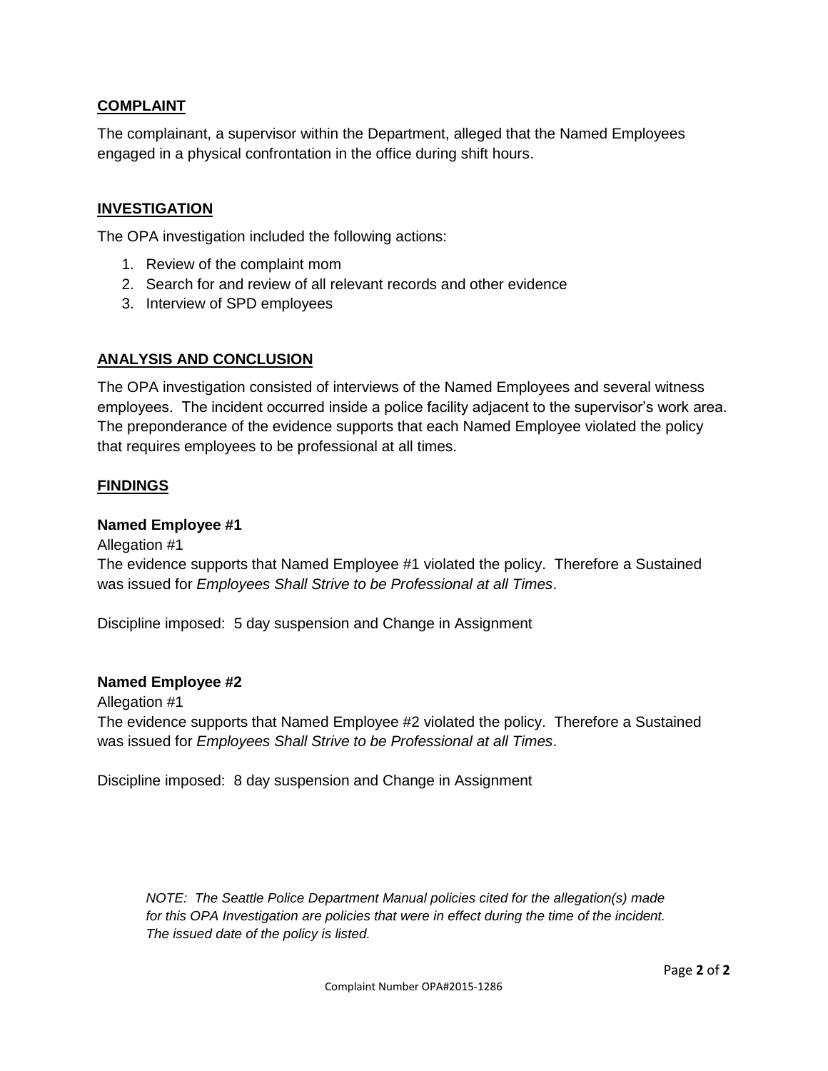## COMPLAINT

The complainant, a supervisor within the Department, alleged that the Named Employees engaged in a physical confrontation in the office during shift hours.

## INVESTIGATION

The OPA investigation included the following actions:

1. Review of the complaint mom
2. Search for and review of all relevant records and other evidence
3. Interview of SPD employees

## ANALYSIS AND CONCLUSION

The OPA investigation consisted of interviews of the Named Employees and several witness employees. The incident occurred inside a police facility adjacent to the supervisor's work area. The preponderance of the evidence supports that each Named Employee violated the policy that requires employees to be professional at all times.

## FINDINGS

### Named Employee #1

Allegation #1

The evidence supports that Named Employee #1 violated the policy. Therefore a Sustained was issued for *Employees Shall Strive to be Professional at all Times*.

Discipline imposed: 5 day suspension and Change in Assignment

### Named Employee #2

Allegation #1

The evidence supports that Named Employee #2 violated the policy. Therefore a Sustained was issued for *Employees Shall Strive to be Professional at all Times*.

Discipline imposed: 8 day suspension and Change in Assignment

*NOTE: The Seattle Police Department Manual policies cited for the allegation(s) made for this OPA Investigation are policies that were in effect during the time of the incident. The issued date of the policy is listed.*

Complaint Number OPA#2015-1286